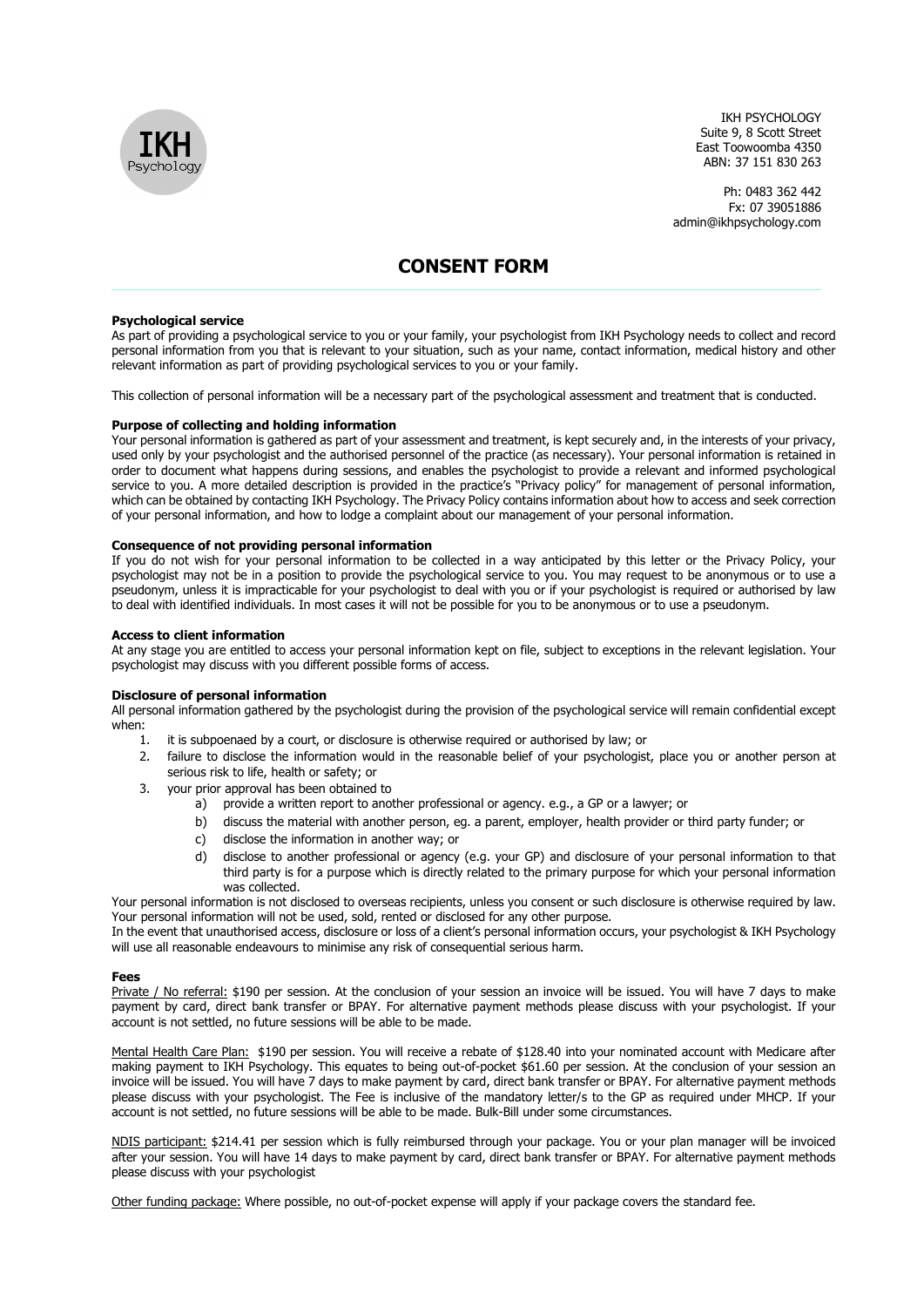IKH Psychology

IKH PSYCHOLOGY
Suite 9, 8 Scott Street
East Toowoomba 4350
ABN: 37 151 830 263

Ph: 0483 362 442
Fx: 07 39051886
admin@ikhpsychology.com

# CONSENT FORM

**Psychological service**

As part of providing a psychological service to you or your family, your psychologist from IKH Psychology needs to collect and record personal information from you that is relevant to your situation, such as your name, contact information, medical history and other relevant information as part of providing psychological services to you or your family.

This collection of personal information will be a necessary part of the psychological assessment and treatment that is conducted.

**Purpose of collecting and holding information**

Your personal information is gathered as part of your assessment and treatment, is kept securely and, in the interests of your privacy, used only by your psychologist and the authorised personnel of the practice (as necessary). Your personal information is retained in order to document what happens during sessions, and enables the psychologist to provide a relevant and informed psychological service to you. A more detailed description is provided in the practice's "Privacy policy" for management of personal information, which can be obtained by contacting IKH Psychology. The Privacy Policy contains information about how to access and seek correction of your personal information, and how to lodge a complaint about our management of your personal information.

**Consequence of not providing personal information**

If you do not wish for your personal information to be collected in a way anticipated by this letter or the Privacy Policy, your psychologist may not be in a position to provide the psychological service to you. You may request to be anonymous or to use a pseudonym, unless it is impracticable for your psychologist to deal with you or if your psychologist is required or authorised by law to deal with identified individuals. In most cases it will not be possible for you to be anonymous or to use a pseudonym.

**Access to client information**

At any stage you are entitled to access your personal information kept on file, subject to exceptions in the relevant legislation. Your psychologist may discuss with you different possible forms of access.

**Disclosure of personal information**

All personal information gathered by the psychologist during the provision of the psychological service will remain confidential except when:

1. it is subpoenaed by a court, or disclosure is otherwise required or authorised by law; or
2. failure to disclose the information would in the reasonable belief of your psychologist, place you or another person at serious risk to life, health or safety; or
3. your prior approval has been obtained to
   a) provide a written report to another professional or agency. e.g., a GP or a lawyer; or
   b) discuss the material with another person, eg. a parent, employer, health provider or third party funder; or
   c) disclose the information in another way; or
   d) disclose to another professional or agency (e.g. your GP) and disclosure of your personal information to that third party is for a purpose which is directly related to the primary purpose for which your personal information was collected.

Your personal information is not disclosed to overseas recipients, unless you consent or such disclosure is otherwise required by law. Your personal information will not be used, sold, rented or disclosed for any other purpose.
In the event that unauthorised access, disclosure or loss of a client's personal information occurs, your psychologist & IKH Psychology will use all reasonable endeavours to minimise any risk of consequential serious harm.

**Fees**

Private / No referral: $190 per session. At the conclusion of your session an invoice will be issued. You will have 7 days to make payment by card, direct bank transfer or BPAY. For alternative payment methods please discuss with your psychologist. If your account is not settled, no future sessions will be able to be made.

Mental Health Care Plan: $190 per session. You will receive a rebate of $128.40 into your nominated account with Medicare after making payment to IKH Psychology. This equates to being out-of-pocket $61.60 per session. At the conclusion of your session an invoice will be issued. You will have 7 days to make payment by card, direct bank transfer or BPAY. For alternative payment methods please discuss with your psychologist. The Fee is inclusive of the mandatory letter/s to the GP as required under MHCP. If your account is not settled, no future sessions will be able to be made. Bulk-Bill under some circumstances.

NDIS participant: $214.41 per session which is fully reimbursed through your package. You or your plan manager will be invoiced after your session. You will have 14 days to make payment by card, direct bank transfer or BPAY. For alternative payment methods please discuss with your psychologist

Other funding package: Where possible, no out-of-pocket expense will apply if your package covers the standard fee.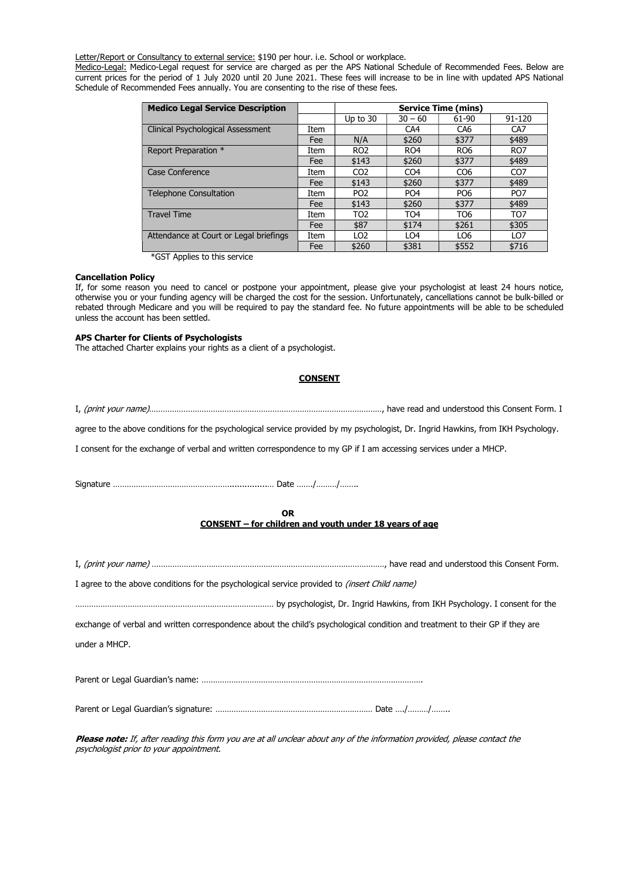Letter/Report or Consultancy to external service: $190 per hour. i.e. School or workplace.

Medico-Legal: Medico-Legal request for service are charged as per the APS National Schedule of Recommended Fees. Below are current prices for the period of 1 July 2020 until 20 June 2021. These fees will increase to be in line with updated APS National Schedule of Recommended Fees annually. You are consenting to the rise of these fees.

| **Medico Legal Service Description** | | **Service Time (mins)** | | | |
|---|---|---|---|---|---|
| | | Up to 30 | 30 – 60 | 61-90 | 91-120 |
| Clinical Psychological Assessment | Item | | CA4 | CA6 | CA7 |
| | Fee | N/A | $260 | $377 | $489 |
| Report Preparation * | Item | RO2 | RO4 | RO6 | RO7 |
| | Fee | $143 | $260 | $377 | $489 |
| Case Conference | Item | CO2 | CO4 | CO6 | CO7 |
| | Fee | $143 | $260 | $377 | $489 |
| Telephone Consultation | Item | PO2 | PO4 | PO6 | PO7 |
| | Fee | $143 | $260 | $377 | $489 |
| Travel Time | Item | TO2 | TO4 | TO6 | TO7 |
| | Fee | $87 | $174 | $261 | $305 |
| Attendance at Court or Legal briefings | Item | LO2 | LO4 | LO6 | LO7 |
| | Fee | $260 | $381 | $552 | $716 |

*GST Applies to this service

**Cancellation Policy**

If, for some reason you need to cancel or postpone your appointment, please give your psychologist at least 24 hours notice, otherwise you or your funding agency will be charged the cost for the session. Unfortunately, cancellations cannot be bulk-billed or rebated through Medicare and you will be required to pay the standard fee. No future appointments will be able to be scheduled unless the account has been settled.

**APS Charter for Clients of Psychologists**

The attached Charter explains your rights as a client of a psychologist.

## CONSENT

I, *(print your name)*……………………………………………………………………………………, have read and understood this Consent Form. I agree to the above conditions for the psychological service provided by my psychologist, Dr. Ingrid Hawkins, from IKH Psychology.

I consent for the exchange of verbal and written correspondence to my GP if I am accessing services under a MHCP.

Signature ……………………………………………………… Date ……/………/……..

**OR**

## CONSENT – for children and youth under 18 years of age

I, *(print your name)* ……………………………………………………………………………………, have read and understood this Consent Form.

I agree to the above conditions for the psychological service provided to *(insert Child name)*

…………………………………………………………………… by psychologist, Dr. Ingrid Hawkins, from IKH Psychology. I consent for the exchange of verbal and written correspondence about the child's psychological condition and treatment to their GP if they are under a MHCP.

Parent or Legal Guardian's name: …………………………………………………………………………………….

Parent or Legal Guardian's signature: …………………………………………………………… Date …./………/……..

***Please note:*** *If, after reading this form you are at all unclear about any of the information provided, please contact the psychologist prior to your appointment.*